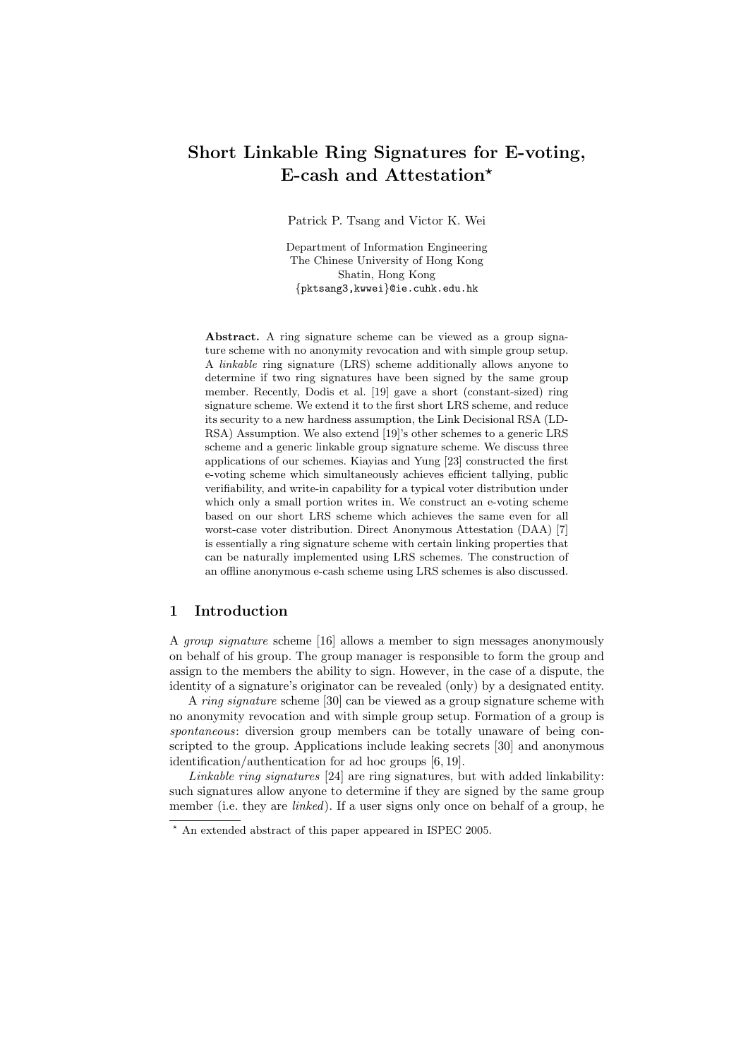# Short Linkable Ring Signatures for E-voting, E-cash and Attestation*

Patrick P. Tsang and Victor K. Wei

Department of Information Engineering
The Chinese University of Hong Kong
Shatin, Hong Kong
{pktsang3,kwwei}@ie.cuhk.edu.hk

**Abstract.** A ring signature scheme can be viewed as a group signature scheme with no anonymity revocation and with simple group setup. A *linkable* ring signature (LRS) scheme additionally allows anyone to determine if two ring signatures have been signed by the same group member. Recently, Dodis et al. [19] gave a short (constant-sized) ring signature scheme. We extend it to the first short LRS scheme, and reduce its security to a new hardness assumption, the Link Decisional RSA (LD-RSA) Assumption. We also extend [19]'s other schemes to a generic LRS scheme and a generic linkable group signature scheme. We discuss three applications of our schemes. Kiayias and Yung [23] constructed the first e-voting scheme which simultaneously achieves efficient tallying, public verifiability, and write-in capability for a typical voter distribution under which only a small portion writes in. We construct an e-voting scheme based on our short LRS scheme which achieves the same even for all worst-case voter distribution. Direct Anonymous Attestation (DAA) [7] is essentially a ring signature scheme with certain linking properties that can be naturally implemented using LRS schemes. The construction of an offline anonymous e-cash scheme using LRS schemes is also discussed.

## 1 Introduction

A *group signature* scheme [16] allows a member to sign messages anonymously on behalf of his group. The group manager is responsible to form the group and assign to the members the ability to sign. However, in the case of a dispute, the identity of a signature's originator can be revealed (only) by a designated entity.

A *ring signature* scheme [30] can be viewed as a group signature scheme with no anonymity revocation and with simple group setup. Formation of a group is *spontaneous*: diversion group members can be totally unaware of being conscripted to the group. Applications include leaking secrets [30] and anonymous identification/authentication for ad hoc groups [6, 19].

*Linkable ring signatures* [24] are ring signatures, but with added linkability: such signatures allow anyone to determine if they are signed by the same group member (i.e. they are *linked*). If a user signs only once on behalf of a group, he

---

* An extended abstract of this paper appeared in ISPEC 2005.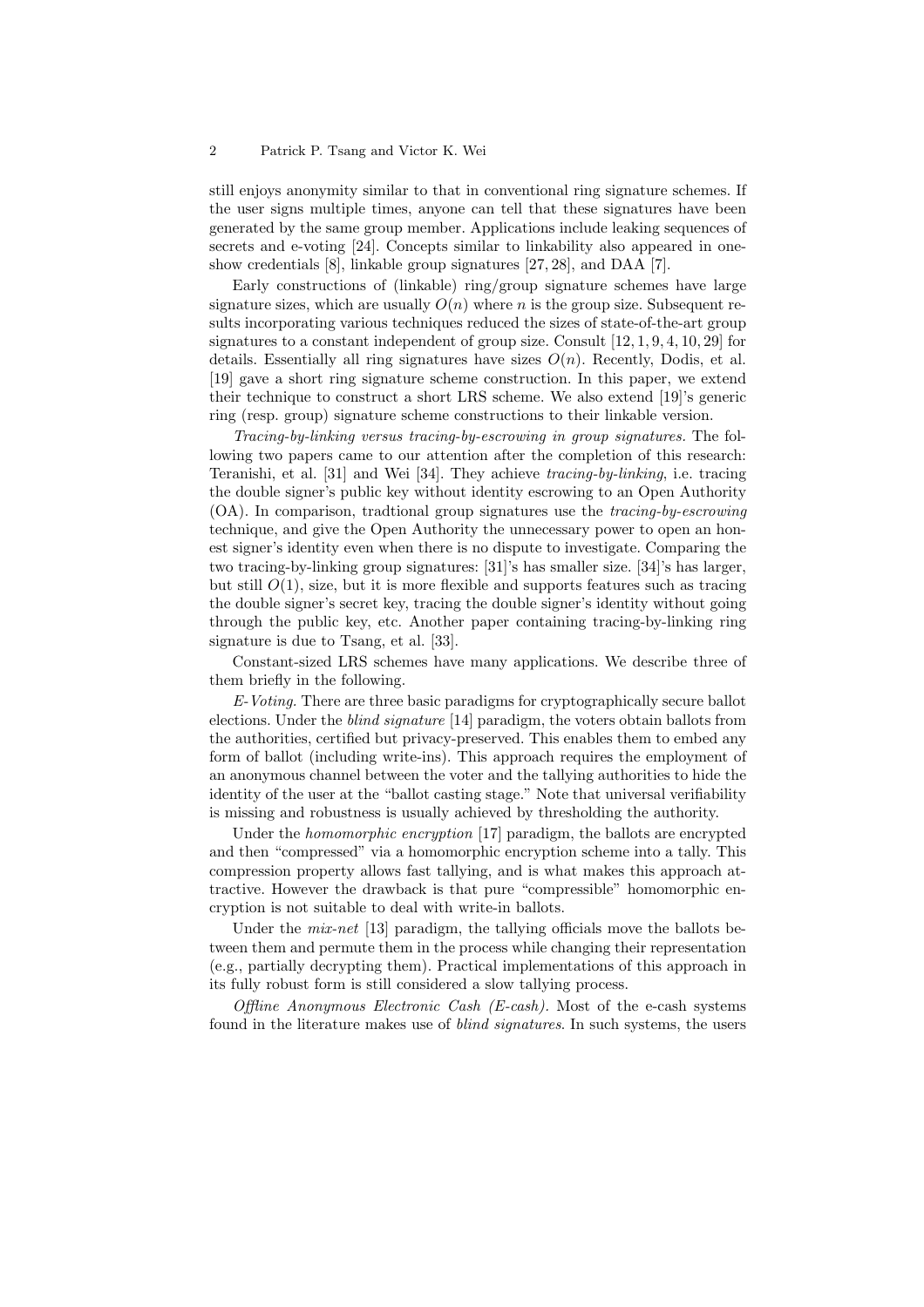still enjoys anonymity similar to that in conventional ring signature schemes. If the user signs multiple times, anyone can tell that these signatures have been generated by the same group member. Applications include leaking sequences of secrets and e-voting [24]. Concepts similar to linkability also appeared in one-show credentials [8], linkable group signatures [27, 28], and DAA [7].

Early constructions of (linkable) ring/group signature schemes have large signature sizes, which are usually $O(n)$ where $n$ is the group size. Subsequent results incorporating various techniques reduced the sizes of state-of-the-art group signatures to a constant independent of group size. Consult [12, 1, 9, 4, 10, 29] for details. Essentially all ring signatures have sizes $O(n)$. Recently, Dodis, et al. [19] gave a short ring signature scheme construction. In this paper, we extend their technique to construct a short LRS scheme. We also extend [19]'s generic ring (resp. group) signature scheme constructions to their linkable version.

*Tracing-by-linking versus tracing-by-escrowing in group signatures.* The following two papers came to our attention after the completion of this research: Teranishi, et al. [31] and Wei [34]. They achieve *tracing-by-linking*, i.e. tracing the double signer's public key without identity escrowing to an Open Authority (OA). In comparison, tradtional group signatures use the *tracing-by-escrowing* technique, and give the Open Authority the unnecessary power to open an honest signer's identity even when there is no dispute to investigate. Comparing the two tracing-by-linking group signatures: [31]'s has smaller size. [34]'s has larger, but still $O(1)$, size, but it is more flexible and supports features such as tracing the double signer's secret key, tracing the double signer's identity without going through the public key, etc. Another paper containing tracing-by-linking ring signature is due to Tsang, et al. [33].

Constant-sized LRS schemes have many applications. We describe three of them briefly in the following.

*E-Voting.* There are three basic paradigms for cryptographically secure ballot elections. Under the *blind signature* [14] paradigm, the voters obtain ballots from the authorities, certified but privacy-preserved. This enables them to embed any form of ballot (including write-ins). This approach requires the employment of an anonymous channel between the voter and the tallying authorities to hide the identity of the user at the "ballot casting stage." Note that universal verifiability is missing and robustness is usually achieved by thresholding the authority.

Under the *homomorphic encryption* [17] paradigm, the ballots are encrypted and then "compressed" via a homomorphic encryption scheme into a tally. This compression property allows fast tallying, and is what makes this approach attractive. However the drawback is that pure "compressible" homomorphic encryption is not suitable to deal with write-in ballots.

Under the *mix-net* [13] paradigm, the tallying officials move the ballots between them and permute them in the process while changing their representation (e.g., partially decrypting them). Practical implementations of this approach in its fully robust form is still considered a slow tallying process.

*Offline Anonymous Electronic Cash (E-cash).* Most of the e-cash systems found in the literature makes use of *blind signatures*. In such systems, the users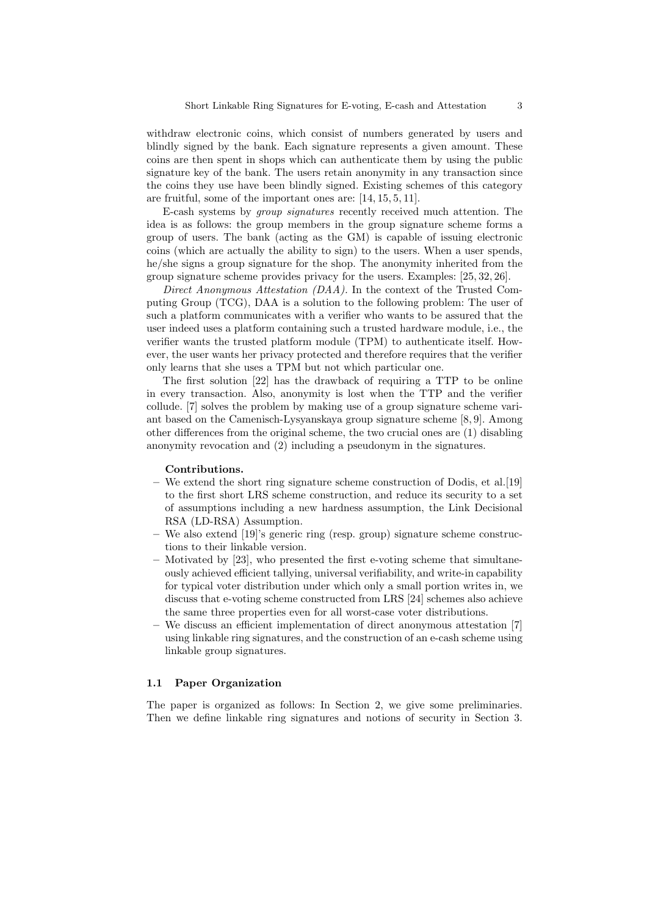withdraw electronic coins, which consist of numbers generated by users and blindly signed by the bank. Each signature represents a given amount. These coins are then spent in shops which can authenticate them by using the public signature key of the bank. The users retain anonymity in any transaction since the coins they use have been blindly signed. Existing schemes of this category are fruitful, some of the important ones are: [14, 15, 5, 11].

E-cash systems by *group signatures* recently received much attention. The idea is as follows: the group members in the group signature scheme forms a group of users. The bank (acting as the GM) is capable of issuing electronic coins (which are actually the ability to sign) to the users. When a user spends, he/she signs a group signature for the shop. The anonymity inherited from the group signature scheme provides privacy for the users. Examples: [25, 32, 26].

*Direct Anonymous Attestation (DAA).* In the context of the Trusted Computing Group (TCG), DAA is a solution to the following problem: The user of such a platform communicates with a verifier who wants to be assured that the user indeed uses a platform containing such a trusted hardware module, i.e., the verifier wants the trusted platform module (TPM) to authenticate itself. However, the user wants her privacy protected and therefore requires that the verifier only learns that she uses a TPM but not which particular one.

The first solution [22] has the drawback of requiring a TTP to be online in every transaction. Also, anonymity is lost when the TTP and the verifier collude. [7] solves the problem by making use of a group signature scheme variant based on the Camenisch-Lysyanskaya group signature scheme [8, 9]. Among other differences from the original scheme, the two crucial ones are (1) disabling anonymity revocation and (2) including a pseudonym in the signatures.

**Contributions.**

- We extend the short ring signature scheme construction of Dodis, et al.[19] to the first short LRS scheme construction, and reduce its security to a set of assumptions including a new hardness assumption, the Link Decisional RSA (LD-RSA) Assumption.
- We also extend [19]'s generic ring (resp. group) signature scheme constructions to their linkable version.
- Motivated by [23], who presented the first e-voting scheme that simultaneously achieved efficient tallying, universal verifiability, and write-in capability for typical voter distribution under which only a small portion writes in, we discuss that e-voting scheme constructed from LRS [24] schemes also achieve the same three properties even for all worst-case voter distributions.
- We discuss an efficient implementation of direct anonymous attestation [7] using linkable ring signatures, and the construction of an e-cash scheme using linkable group signatures.

### 1.1 Paper Organization

The paper is organized as follows: In Section 2, we give some preliminaries. Then we define linkable ring signatures and notions of security in Section 3.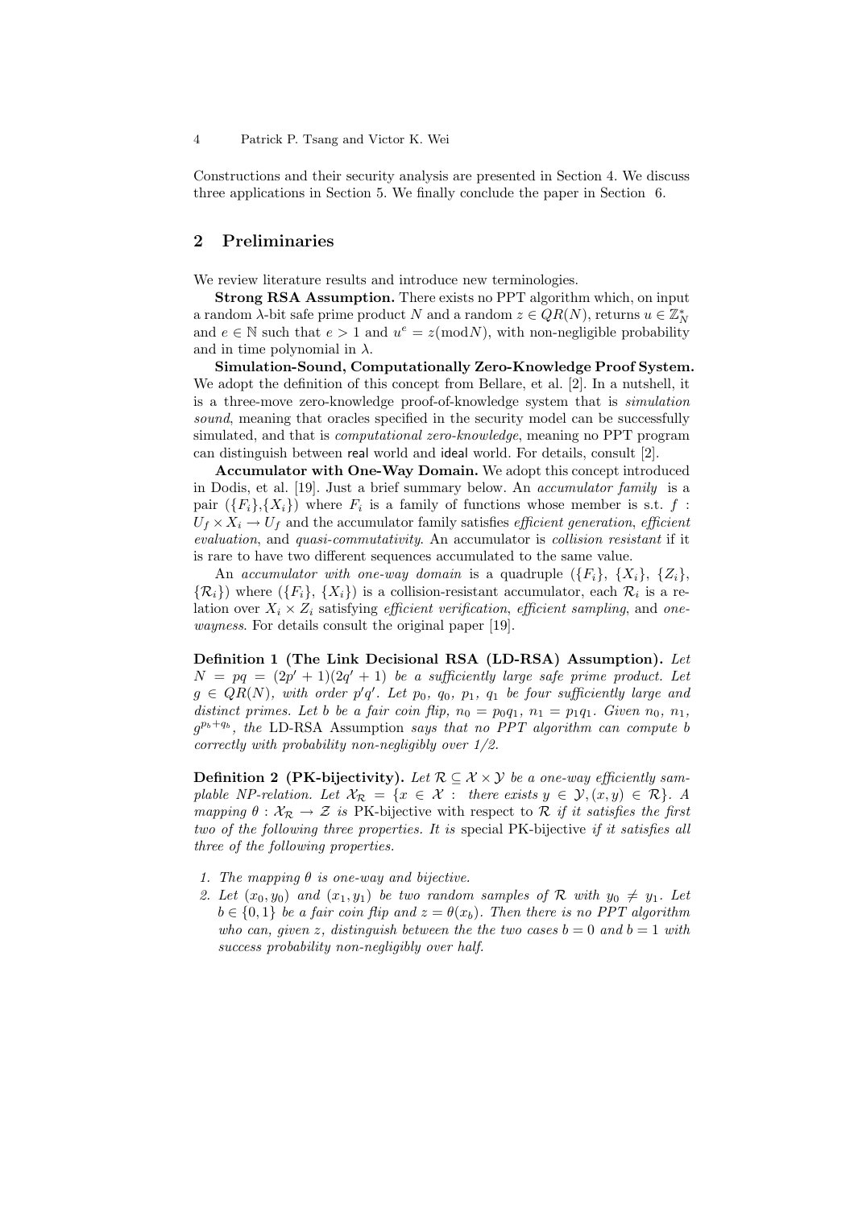Constructions and their security analysis are presented in Section 4. We discuss three applications in Section 5. We finally conclude the paper in Section 6.

## 2 Preliminaries

We review literature results and introduce new terminologies.

**Strong RSA Assumption.** There exists no PPT algorithm which, on input a random $\lambda$-bit safe prime product $N$ and a random $z \in QR(N)$, returns $u \in \mathbb{Z}_N^*$ and $e \in \mathbb{N}$ such that $e > 1$ and $u^e = z (\text{mod} N)$, with non-negligible probability and in time polynomial in $\lambda$.

**Simulation-Sound, Computationally Zero-Knowledge Proof System.** We adopt the definition of this concept from Bellare, et al. [2]. In a nutshell, it is a three-move zero-knowledge proof-of-knowledge system that is *simulation sound*, meaning that oracles specified in the security model can be successfully simulated, and that is *computational zero-knowledge*, meaning no PPT program can distinguish between real world and ideal world. For details, consult [2].

**Accumulator with One-Way Domain.** We adopt this concept introduced in Dodis, et al. [19]. Just a brief summary below. An *accumulator family* is a pair $(\{F_i\},\{X_i\})$ where $F_i$ is a family of functions whose member is s.t. $f : U_f \times X_i \rightarrow U_f$ and the accumulator family satisfies *efficient generation*, *efficient evaluation*, and *quasi-commutativity*. An accumulator is *collision resistant* if it is rare to have two different sequences accumulated to the same value.

An *accumulator with one-way domain* is a quadruple $(\{F_i\}, \{X_i\}, \{Z_i\}, \{\mathcal{R}_i\})$ where $(\{F_i\}, \{X_i\})$ is a collision-resistant accumulator, each $\mathcal{R}_i$ is a relation over $X_i \times Z_i$ satisfying *efficient verification*, *efficient sampling*, and *one-wayness*. For details consult the original paper [19].

**Definition 1 (The Link Decisional RSA (LD-RSA) Assumption).** *Let $N = pq = (2p' + 1)(2q' + 1)$ be a sufficiently large safe prime product. Let $g \in QR(N)$, with order $p'q'$. Let $p_0$, $q_0$, $p_1$, $q_1$ be four sufficiently large and distinct primes. Let $b$ be a fair coin flip, $n_0 = p_0q_1$, $n_1 = p_1q_1$. Given $n_0$, $n_1$, $g^{p_b+q_b}$, the* LD-RSA Assumption *says that no PPT algorithm can compute $b$ correctly with probability non-negligibly over 1/2.*

**Definition 2 (PK-bijectivity).** *Let $\mathcal{R} \subseteq \mathcal{X} \times \mathcal{Y}$ be a one-way efficiently samplable NP-relation. Let $\mathcal{X}_\mathcal{R} = \{x \in \mathcal{X} :$ there exists $y \in \mathcal{Y}, (x, y) \in \mathcal{R}\}$. A mapping $\theta : \mathcal{X}_\mathcal{R} \rightarrow \mathcal{Z}$ is* PK-bijective *with respect to $\mathcal{R}$ if it satisfies the first two of the following three properties. It is* special PK-bijective *if it satisfies all three of the following properties.*

1. *The mapping $\theta$ is one-way and bijective.*
2. *Let $(x_0, y_0)$ and $(x_1, y_1)$ be two random samples of $\mathcal{R}$ with $y_0 \neq y_1$. Let $b \in \{0, 1\}$ be a fair coin flip and $z = \theta(x_b)$. Then there is no PPT algorithm who can, given $z$, distinguish between the the two cases $b = 0$ and $b = 1$ with success probability non-negligibly over half.*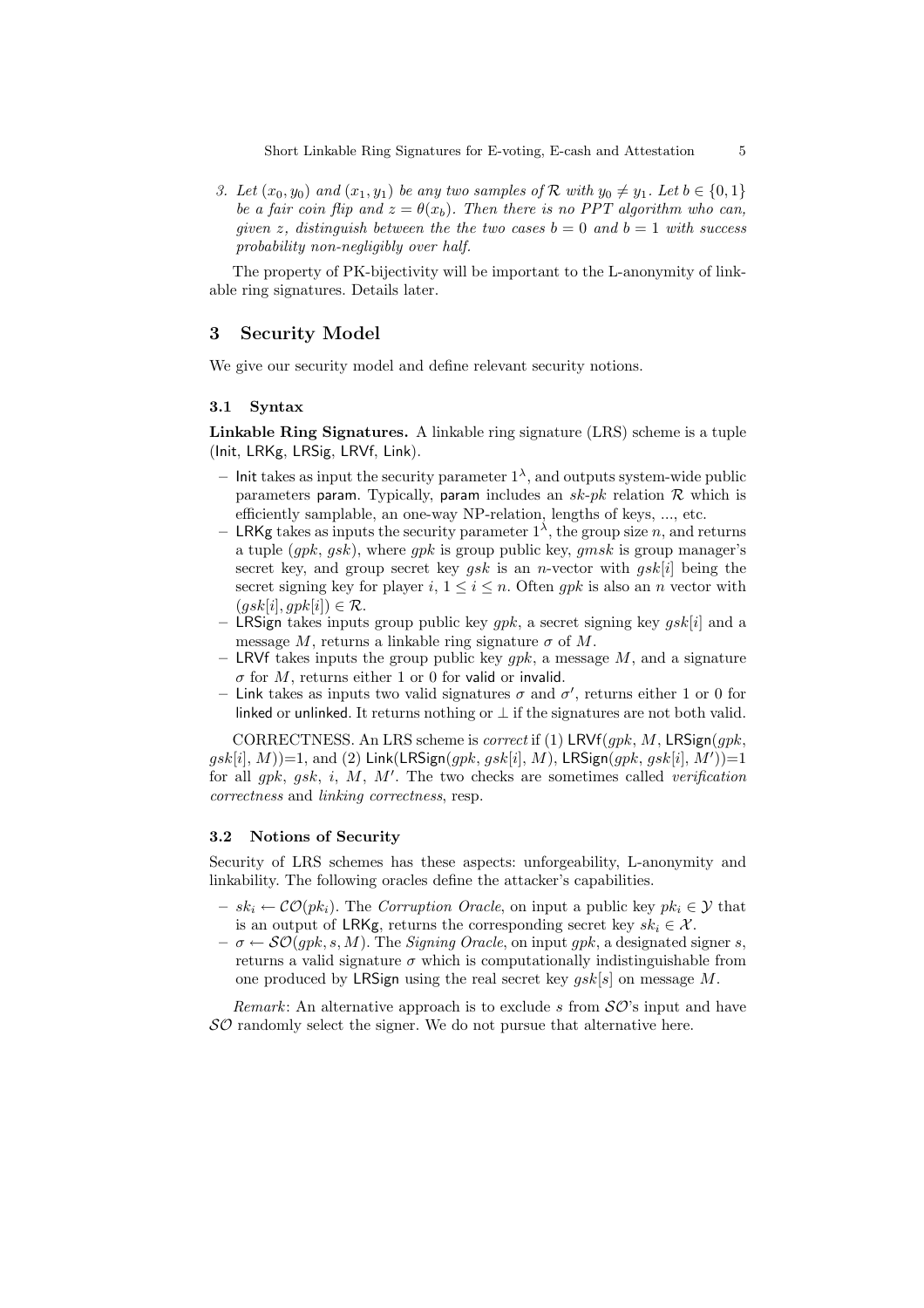3. *Let $(x_0, y_0)$ and $(x_1, y_1)$ be any two samples of $\mathcal{R}$ with $y_0 \neq y_1$. Let $b \in \{0,1\}$ be a fair coin flip and $z = \theta(x_b)$. Then there is no PPT algorithm who can, given $z$, distinguish between the the two cases $b = 0$ and $b = 1$ with success probability non-negligibly over half.*

The property of PK-bijectivity will be important to the L-anonymity of linkable ring signatures. Details later.

## 3 Security Model

We give our security model and define relevant security notions.

### 3.1 Syntax

**Linkable Ring Signatures.** A linkable ring signature (LRS) scheme is a tuple (Init, LRKg, LRSig, LRVf, Link).

- Init takes as input the security parameter $1^\lambda$, and outputs system-wide public parameters param. Typically, param includes an *sk-pk* relation $\mathcal{R}$ which is efficiently samplable, an one-way NP-relation, lengths of keys, ..., etc.
- LRKg takes as inputs the security parameter $1^\lambda$, the group size $n$, and returns a tuple ($gpk$, $gsk$), where $gpk$ is group public key, $gmsk$ is group manager's secret key, and group secret key $gsk$ is an $n$-vector with $gsk[i]$ being the secret signing key for player $i$, $1 \leq i \leq n$. Often $gpk$ is also an $n$ vector with $(gsk[i], gpk[i]) \in \mathcal{R}$.
- LRSign takes inputs group public key $gpk$, a secret signing key $gsk[i]$ and a message $M$, returns a linkable ring signature $\sigma$ of $M$.
- LRVf takes inputs the group public key $gpk$, a message $M$, and a signature $\sigma$ for $M$, returns either 1 or 0 for valid or invalid.
- Link takes as inputs two valid signatures $\sigma$ and $\sigma'$, returns either 1 or 0 for linked or unlinked. It returns nothing or $\perp$ if the signatures are not both valid.

CORRECTNESS. An LRS scheme is *correct* if (1) LRVf($gpk$, $M$, LRSign($gpk$, $gsk[i]$, $M$))=1, and (2) Link(LRSign($gpk$, $gsk[i]$, $M$), LRSign($gpk$, $gsk[i]$, $M'$))=1 for all $gpk$, $gsk$, $i$, $M$, $M'$. The two checks are sometimes called *verification correctness* and *linking correctness*, resp.

### 3.2 Notions of Security

Security of LRS schemes has these aspects: unforgeability, L-anonymity and linkability. The following oracles define the attacker's capabilities.

- $sk_i \leftarrow \mathcal{CO}(pk_i)$. The *Corruption Oracle*, on input a public key $pk_i \in \mathcal{Y}$ that is an output of LRKg, returns the corresponding secret key $sk_i \in \mathcal{X}$.
- $\sigma \leftarrow \mathcal{SO}(gpk, s, M)$. The *Signing Oracle*, on input $gpk$, a designated signer $s$, returns a valid signature $\sigma$ which is computationally indistinguishable from one produced by LRSign using the real secret key $gsk[s]$ on message $M$.

*Remark*: An alternative approach is to exclude $s$ from $\mathcal{SO}$'s input and have $\mathcal{SO}$ randomly select the signer. We do not pursue that alternative here.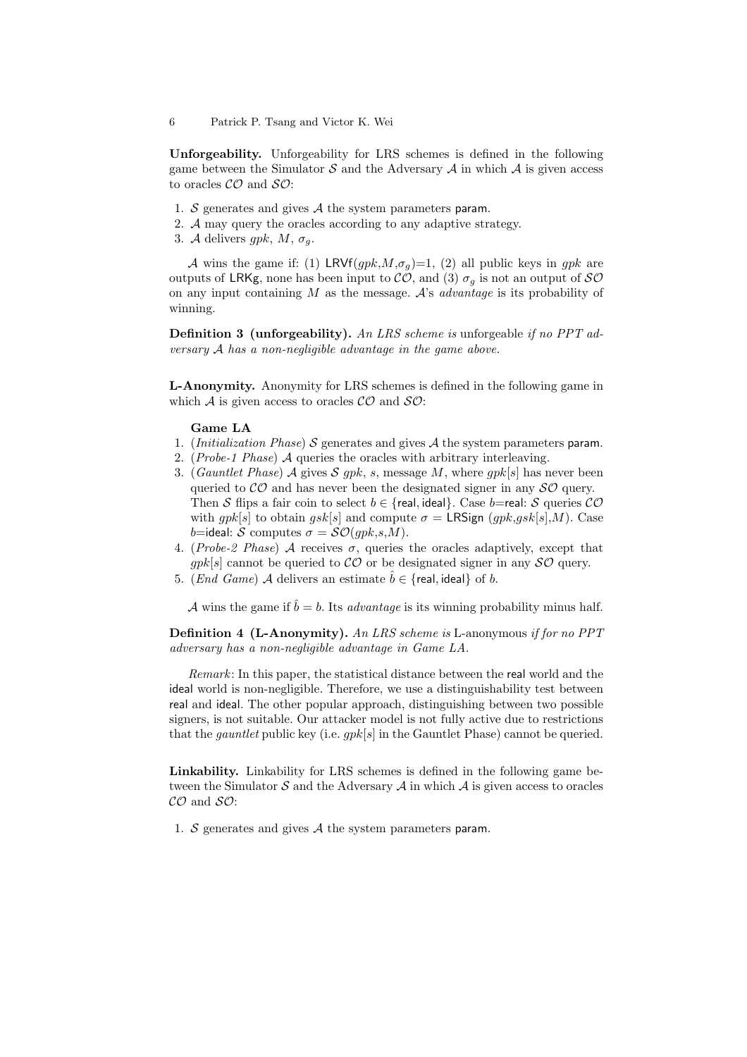**Unforgeability.** Unforgeability for LRS schemes is defined in the following game between the Simulator $\mathcal{S}$ and the Adversary $\mathcal{A}$ in which $\mathcal{A}$ is given access to oracles $\mathcal{CO}$ and $\mathcal{SO}$:

1. $\mathcal{S}$ generates and gives $\mathcal{A}$ the system parameters $\mathsf{param}$.
2. $\mathcal{A}$ may query the oracles according to any adaptive strategy.
3. $\mathcal{A}$ delivers $gpk$, $M$, $\sigma_g$.

$\mathcal{A}$ wins the game if: (1) $\mathsf{LRVf}(gpk,M,\sigma_g)$=1, (2) all public keys in $gpk$ are outputs of $\mathsf{LRKg}$, none has been input to $\mathcal{CO}$, and (3) $\sigma_g$ is not an output of $\mathcal{SO}$ on any input containing $M$ as the message. $\mathcal{A}$'s *advantage* is its probability of winning.

**Definition 3 (unforgeability).** *An LRS scheme is* unforgeable *if no PPT adversary $\mathcal{A}$ has a non-negligible advantage in the game above.*

**L-Anonymity.** Anonymity for LRS schemes is defined in the following game in which $\mathcal{A}$ is given access to oracles $\mathcal{CO}$ and $\mathcal{SO}$:

**Game LA**

1. (*Initialization Phase*) $\mathcal{S}$ generates and gives $\mathcal{A}$ the system parameters $\mathsf{param}$.
2. (*Probe-1 Phase*) $\mathcal{A}$ queries the oracles with arbitrary interleaving.
3. (*Gauntlet Phase*) $\mathcal{A}$ gives $\mathcal{S}$ $gpk$, $s$, message $M$, where $gpk[s]$ has never been queried to $\mathcal{CO}$ and has never been the designated signer in any $\mathcal{SO}$ query. Then $\mathcal{S}$ flips a fair coin to select $b \in \{\mathsf{real}, \mathsf{ideal}\}$. Case $b$=$\mathsf{real}$: $\mathcal{S}$ queries $\mathcal{CO}$ with $gpk[s]$ to obtain $gsk[s]$ and compute $\sigma = \mathsf{LRSign}\ (gpk,gsk[s],M)$. Case $b$=$\mathsf{ideal}$: $\mathcal{S}$ computes $\sigma = \mathcal{SO}(gpk,s,M)$.
4. (*Probe-2 Phase*) $\mathcal{A}$ receives $\sigma$, queries the oracles adaptively, except that $gpk[s]$ cannot be queried to $\mathcal{CO}$ or be designated signer in any $\mathcal{SO}$ query.
5. (*End Game*) $\mathcal{A}$ delivers an estimate $\hat{b} \in \{\mathsf{real}, \mathsf{ideal}\}$ of $b$.

$\mathcal{A}$ wins the game if $\hat{b} = b$. Its *advantage* is its winning probability minus half.

**Definition 4 (L-Anonymity).** *An LRS scheme is* L-anonymous *if for no PPT adversary has a non-negligible advantage in Game LA.*

*Remark*: In this paper, the statistical distance between the $\mathsf{real}$ world and the $\mathsf{ideal}$ world is non-negligible. Therefore, we use a distinguishability test between $\mathsf{real}$ and $\mathsf{ideal}$. The other popular approach, distinguishing between two possible signers, is not suitable. Our attacker model is not fully active due to restrictions that the *gauntlet* public key (i.e. $gpk[s]$ in the Gauntlet Phase) cannot be queried.

**Linkability.** Linkability for LRS schemes is defined in the following game between the Simulator $\mathcal{S}$ and the Adversary $\mathcal{A}$ in which $\mathcal{A}$ is given access to oracles $\mathcal{CO}$ and $\mathcal{SO}$:

1. $\mathcal{S}$ generates and gives $\mathcal{A}$ the system parameters $\mathsf{param}$.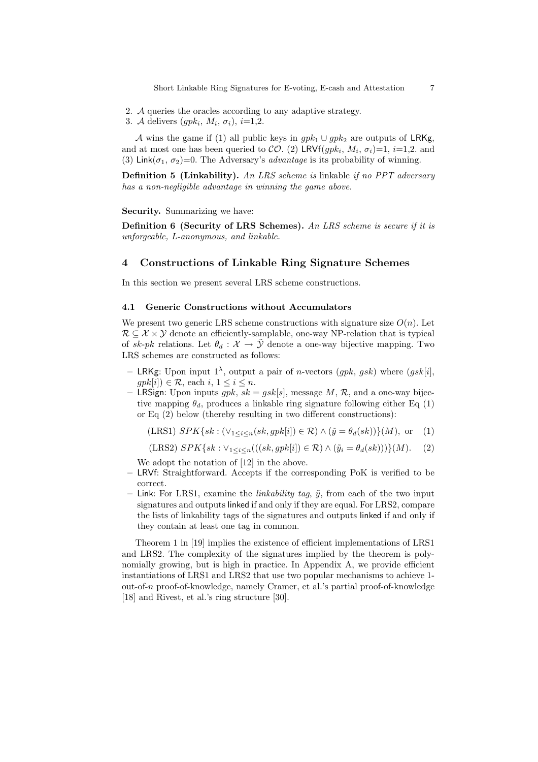2. $\mathcal{A}$ queries the oracles according to any adaptive strategy.
3. $\mathcal{A}$ delivers ($gpk_i$, $M_i$, $\sigma_i$), $i$=1,2.

$\mathcal{A}$ wins the game if (1) all public keys in $gpk_1 \cup gpk_2$ are outputs of $\mathsf{LRKg}$, and at most one has been queried to $\mathcal{CO}$. (2) $\mathsf{LRVf}(gpk_i, M_i, \sigma_i)$=1, $i$=1,2. and (3) $\mathsf{Link}(\sigma_1, \sigma_2)$=0. The Adversary's *advantage* is its probability of winning.

**Definition 5 (Linkability).** *An LRS scheme is* linkable *if no PPT adversary has a non-negligible advantage in winning the game above.*

**Security.** Summarizing we have:

**Definition 6 (Security of LRS Schemes).** *An LRS scheme is secure if it is unforgeable, L-anonymous, and linkable.*

## 4 Constructions of Linkable Ring Signature Schemes

In this section we present several LRS scheme constructions.

### 4.1 Generic Constructions without Accumulators

We present two generic LRS scheme constructions with signature size $O(n)$. Let $\mathcal{R} \subseteq \mathcal{X} \times \mathcal{Y}$ denote an efficiently-samplable, one-way NP-relation that is typical of *sk*-*pk* relations. Let $\theta_d : \mathcal{X} \rightarrow \tilde{\mathcal{Y}}$ denote a one-way bijective mapping. Two LRS schemes are constructed as follows:

- $\mathsf{LRKg}$: Upon input $1^\lambda$, output a pair of $n$-vectors ($gpk$, $gsk$) where ($gsk[i]$, $gpk[i]$) $\in \mathcal{R}$, each $i$, $1 \leq i \leq n$.
- $\mathsf{LRSign}$: Upon inputs $gpk$, $sk = gsk[s]$, message $M$, $\mathcal{R}$, and a one-way bijective mapping $\theta_d$, produces a linkable ring signature following either Eq (1) or Eq (2) below (thereby resulting in two different constructions):

  $$\text{(LRS1) } SPK\{sk : (\vee_{1 \leq i \leq n}(sk, gpk[i]) \in \mathcal{R}) \wedge (\tilde{y} = \theta_d(sk))\}(M), \text{ or} \quad (1)$$

  $$\text{(LRS2) } SPK\{sk : \vee_{1 \leq i \leq n}(((sk, gpk[i]) \in \mathcal{R}) \wedge (\tilde{y}_i = \theta_d(sk)))\}(M). \quad (2)$$

  We adopt the notation of [12] in the above.
- $\mathsf{LRVf}$: Straightforward. Accepts if the corresponding PoK is verified to be correct.
- $\mathsf{Link}$: For LRS1, examine the *linkability tag*, $\tilde{y}$, from each of the two input signatures and outputs $\mathsf{linked}$ if and only if they are equal. For LRS2, compare the lists of linkability tags of the signatures and outputs $\mathsf{linked}$ if and only if they contain at least one tag in common.

Theorem 1 in [19] implies the existence of efficient implementations of LRS1 and LRS2. The complexity of the signatures implied by the theorem is polynomially growing, but is high in practice. In Appendix A, we provide efficient instantiations of LRS1 and LRS2 that use two popular mechanisms to achieve 1-out-of-$n$ proof-of-knowledge, namely Cramer, et al.'s partial proof-of-knowledge [18] and Rivest, et al.'s ring structure [30].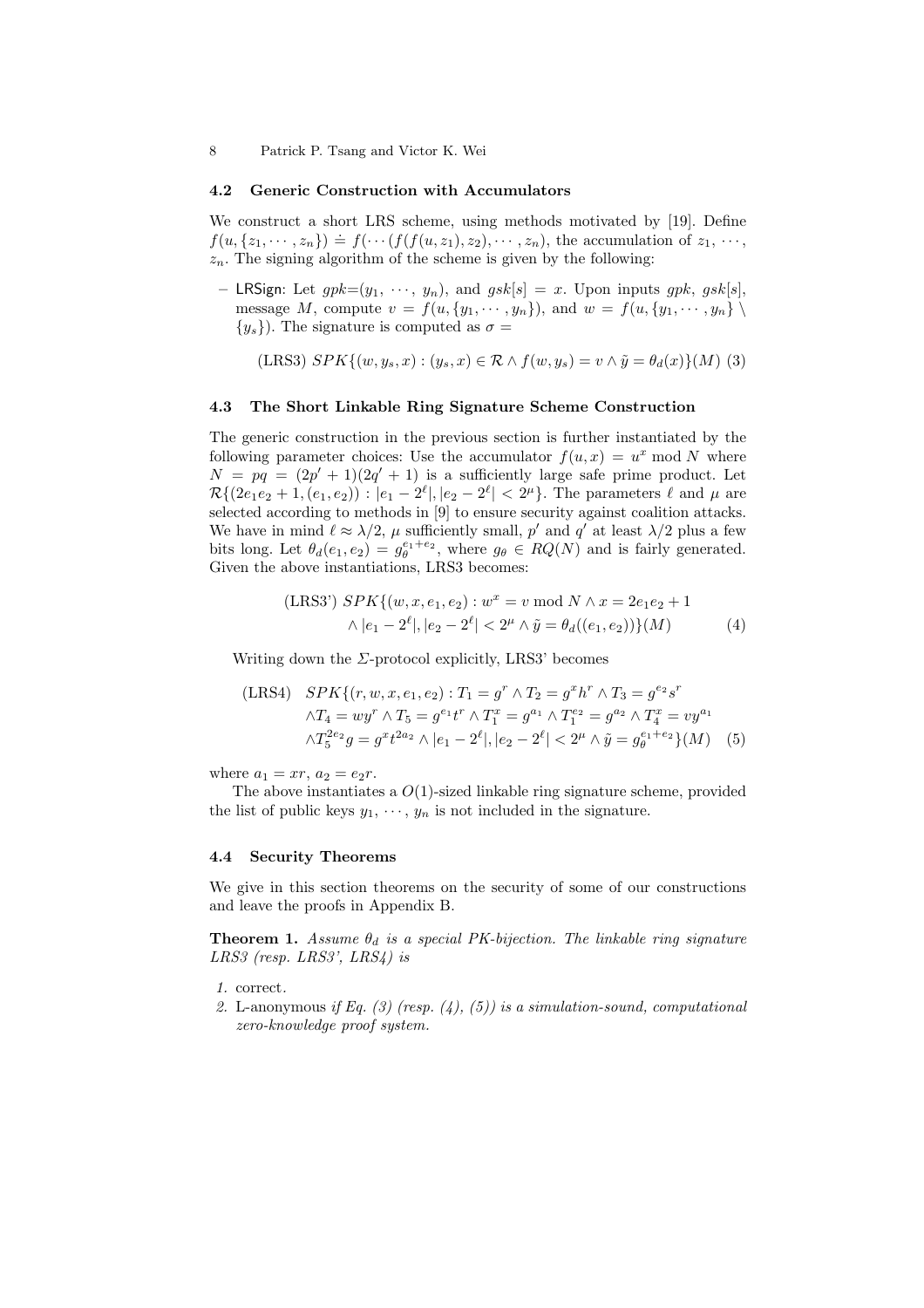### 4.2 Generic Construction with Accumulators

We construct a short LRS scheme, using methods motivated by [19]. Define $f(u, \{z_1, \cdots, z_n\}) \doteq f(\cdots(f(f(u, z_1), z_2), \cdots, z_n)$, the accumulation of $z_1, \cdots, z_n$. The signing algorithm of the scheme is given by the following:

– LRSign: Let $gpk$=($y_1$, $\cdots$, $y_n$), and $gsk[s] = x$. Upon inputs $gpk$, $gsk[s]$, message $M$, compute $v = f(u, \{y_1, \cdots, y_n\})$, and $w = f(u, \{y_1, \cdots, y_n\} \setminus \{y_s\})$. The signature is computed as $\sigma =$

$$\text{(LRS3) } SPK\{(w, y_s, x) : (y_s, x) \in \mathcal{R} \wedge f(w, y_s) = v \wedge \tilde{y} = \theta_d(x)\}(M) \quad (3)$$

### 4.3 The Short Linkable Ring Signature Scheme Construction

The generic construction in the previous section is further instantiated by the following parameter choices: Use the accumulator $f(u, x) = u^x \bmod N$ where $N = pq = (2p' + 1)(2q' + 1)$ is a sufficiently large safe prime product. Let $\mathcal{R}\{(2e_1e_2 + 1, (e_1, e_2)) : |e_1 - 2^\ell|, |e_2 - 2^\ell| < 2^\mu\}$. The parameters $\ell$ and $\mu$ are selected according to methods in [9] to ensure security against coalition attacks. We have in mind $\ell \approx \lambda/2$, $\mu$ sufficiently small, $p'$ and $q'$ at least $\lambda/2$ plus a few bits long. Let $\theta_d(e_1, e_2) = g_\theta^{e_1+e_2}$, where $g_\theta \in RQ(N)$ and is fairly generated. Given the above instantiations, LRS3 becomes:

$$\begin{aligned}\text{(LRS3') } SPK\{(w, x, e_1, e_2) : w^x = v \bmod N \wedge x = 2e_1e_2 + 1 \\ \wedge |e_1 - 2^\ell|, |e_2 - 2^\ell| < 2^\mu \wedge \tilde{y} = \theta_d((e_1, e_2))\}(M) \end{aligned} \quad (4)$$

Writing down the $\Sigma$-protocol explicitly, LRS3' becomes

$$\begin{aligned}\text{(LRS4)} \quad & SPK\{(r, w, x, e_1, e_2) : T_1 = g^r \wedge T_2 = g^x h^r \wedge T_3 = g^{e_2} s^r \\ & \wedge T_4 = wy^r \wedge T_5 = g^{e_1} t^r \wedge T_1^x = g^{a_1} \wedge T_1^{e_2} = g^{a_2} \wedge T_4^x = vy^{a_1} \\ & \wedge T_5^{2e_2} g = g^x t^{2a_2} \wedge |e_1 - 2^\ell|, |e_2 - 2^\ell| < 2^\mu \wedge \tilde{y} = g_\theta^{e_1+e_2}\}(M) \end{aligned} \quad (5)$$

where $a_1 = xr$, $a_2 = e_2r$.

The above instantiates a $O(1)$-sized linkable ring signature scheme, provided the list of public keys $y_1, \cdots, y_n$ is not included in the signature.

### 4.4 Security Theorems

We give in this section theorems on the security of some of our constructions and leave the proofs in Appendix B.

**Theorem 1.** *Assume $\theta_d$ is a special PK-bijection. The linkable ring signature LRS3 (resp. LRS3', LRS4) is*

1. correct.
2. L-anonymous *if Eq. (3) (resp. (4), (5)) is a simulation-sound, computational zero-knowledge proof system.*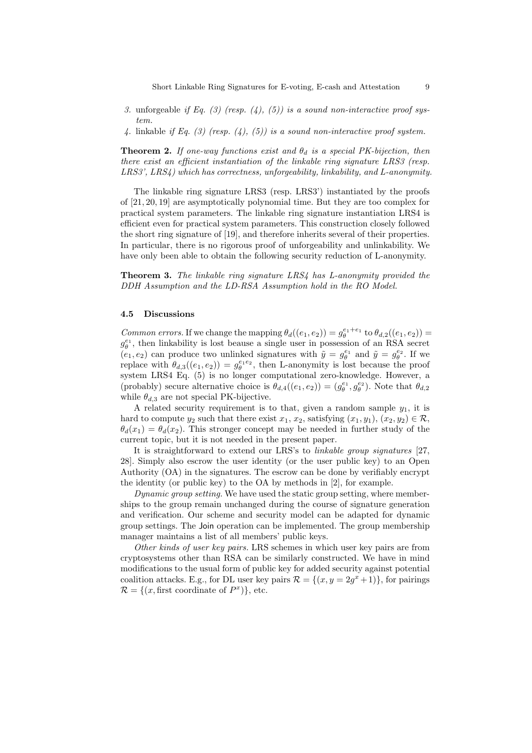3. unforgeable *if Eq. (3) (resp. (4), (5)) is a sound non-interactive proof system.*
4. linkable *if Eq. (3) (resp. (4), (5)) is a sound non-interactive proof system.*

**Theorem 2.** *If one-way functions exist and $\theta_d$ is a special PK-bijection, then there exist an efficient instantiation of the linkable ring signature LRS3 (resp. LRS3', LRS4) which has correctness, unforgeability, linkability, and L-anonymity.*

The linkable ring signature LRS3 (resp. LRS3') instantiated by the proofs of [21, 20, 19] are asymptotically polynomial time. But they are too complex for practical system parameters. The linkable ring signature instantiation LRS4 is efficient even for practical system parameters. This construction closely followed the short ring signature of [19], and therefore inherits several of their properties. In particular, there is no rigorous proof of unforgeability and unlinkability. We have only been able to obtain the following security reduction of L-anonymity.

**Theorem 3.** *The linkable ring signature LRS4 has L-anonymity provided the DDH Assumption and the LD-RSA Assumption hold in the RO Model.*

### 4.5 Discussions

*Common errors.* If we change the mapping $\theta_d((e_1, e_2)) = g_\theta^{e_1+e_1}$ to $\theta_{d,2}((e_1, e_2)) = g_\theta^{e_1}$, then linkability is lost beause a single user in possession of an RSA secret $(e_1, e_2)$ can produce two unlinked signatures with $\tilde{y} = g_\theta^{e_1}$ and $\tilde{y} = g_\theta^{e_2}$. If we replace with $\theta_{d,3}((e_1, e_2)) = g_\theta^{e_1 e_2}$, then L-anonymity is lost because the proof system LRS4 Eq. (5) is no longer computational zero-knowledge. However, a (probably) secure alternative choice is $\theta_{d,4}((e_1, e_2)) = (g_\theta^{e_1}, g_\theta^{e_2})$. Note that $\theta_{d,2}$ while $\theta_{d,3}$ are not special PK-bijective.

A related security requirement is to that, given a random sample $y_1$, it is hard to compute $y_2$ such that there exist $x_1$, $x_2$, satisfying $(x_1, y_1), (x_2, y_2) \in \mathcal{R}$, $\theta_d(x_1) = \theta_d(x_2)$. This stronger concept may be needed in further study of the current topic, but it is not needed in the present paper.

It is straightforward to extend our LRS's to *linkable group signatures* [27, 28]. Simply also escrow the user identity (or the user public key) to an Open Authority (OA) in the signatures. The escrow can be done by verifiably encrypt the identity (or public key) to the OA by methods in [2], for example.

*Dynamic group setting.* We have used the static group setting, where memberships to the group remain unchanged during the course of signature generation and verification. Our scheme and security model can be adapted for dynamic group settings. The Join operation can be implemented. The group membership manager maintains a list of all members' public keys.

*Other kinds of user key pairs.* LRS schemes in which user key pairs are from cryptosystems other than RSA can be similarly constructed. We have in mind modifications to the usual form of public key for added security against potential coalition attacks. E.g., for DL user key pairs $\mathcal{R} = \{(x, y = 2g^x + 1)\}$, for pairings $\mathcal{R} = \{(x, \text{first coordinate of } P^x)\}$, etc.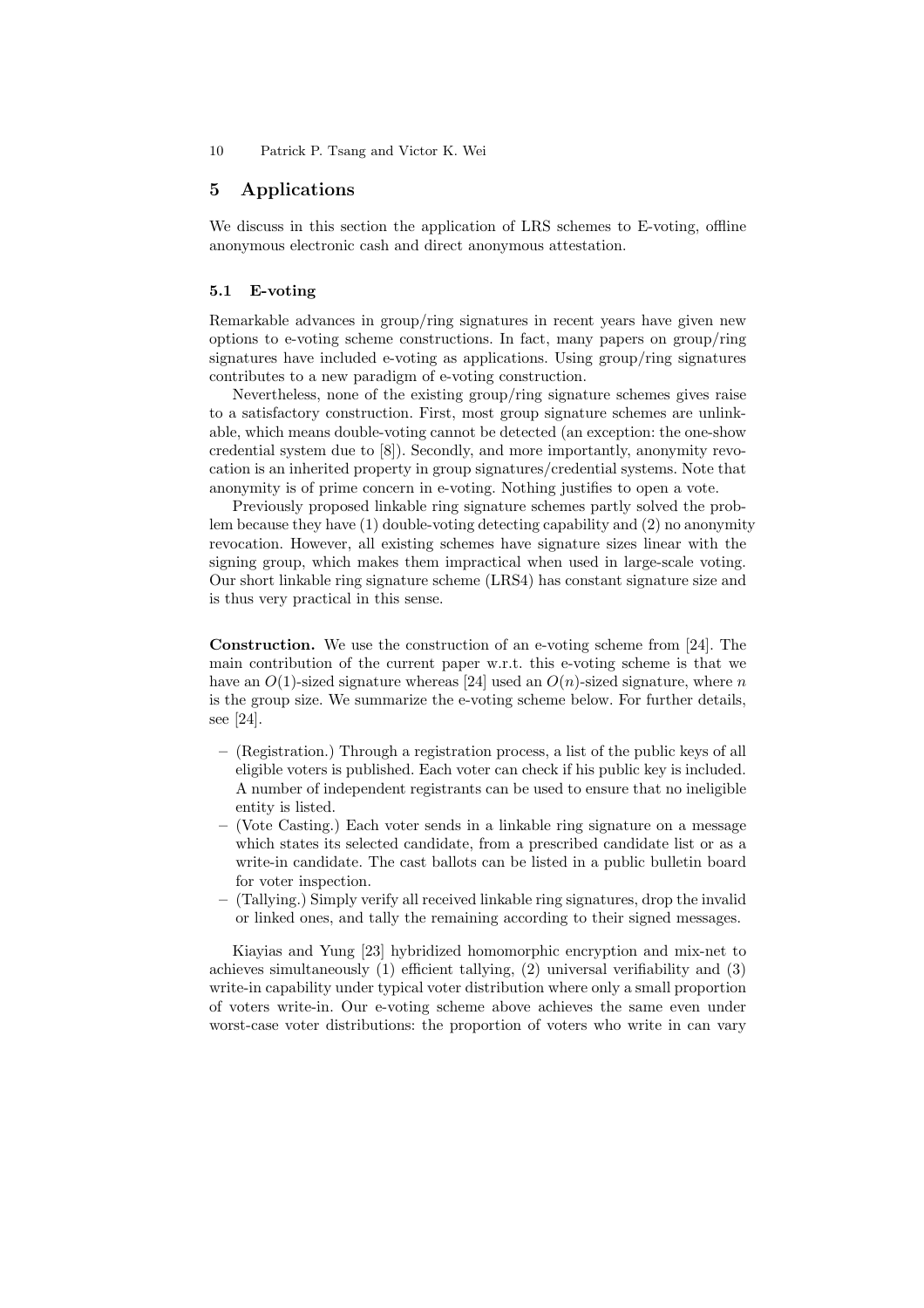## 5 Applications

We discuss in this section the application of LRS schemes to E-voting, offline anonymous electronic cash and direct anonymous attestation.

### 5.1 E-voting

Remarkable advances in group/ring signatures in recent years have given new options to e-voting scheme constructions. In fact, many papers on group/ring signatures have included e-voting as applications. Using group/ring signatures contributes to a new paradigm of e-voting construction.

Nevertheless, none of the existing group/ring signature schemes gives raise to a satisfactory construction. First, most group signature schemes are unlinkable, which means double-voting cannot be detected (an exception: the one-show credential system due to [8]). Secondly, and more importantly, anonymity revocation is an inherited property in group signatures/credential systems. Note that anonymity is of prime concern in e-voting. Nothing justifies to open a vote.

Previously proposed linkable ring signature schemes partly solved the problem because they have (1) double-voting detecting capability and (2) no anonymity revocation. However, all existing schemes have signature sizes linear with the signing group, which makes them impractical when used in large-scale voting. Our short linkable ring signature scheme (LRS4) has constant signature size and is thus very practical in this sense.

**Construction.** We use the construction of an e-voting scheme from [24]. The main contribution of the current paper w.r.t. this e-voting scheme is that we have an $O(1)$-sized signature whereas [24] used an $O(n)$-sized signature, where $n$ is the group size. We summarize the e-voting scheme below. For further details, see [24].

- (Registration.) Through a registration process, a list of the public keys of all eligible voters is published. Each voter can check if his public key is included. A number of independent registrants can be used to ensure that no ineligible entity is listed.
- (Vote Casting.) Each voter sends in a linkable ring signature on a message which states its selected candidate, from a prescribed candidate list or as a write-in candidate. The cast ballots can be listed in a public bulletin board for voter inspection.
- (Tallying.) Simply verify all received linkable ring signatures, drop the invalid or linked ones, and tally the remaining according to their signed messages.

Kiayias and Yung [23] hybridized homomorphic encryption and mix-net to achieves simultaneously (1) efficient tallying, (2) universal verifiability and (3) write-in capability under typical voter distribution where only a small proportion of voters write-in. Our e-voting scheme above achieves the same even under worst-case voter distributions: the proportion of voters who write in can vary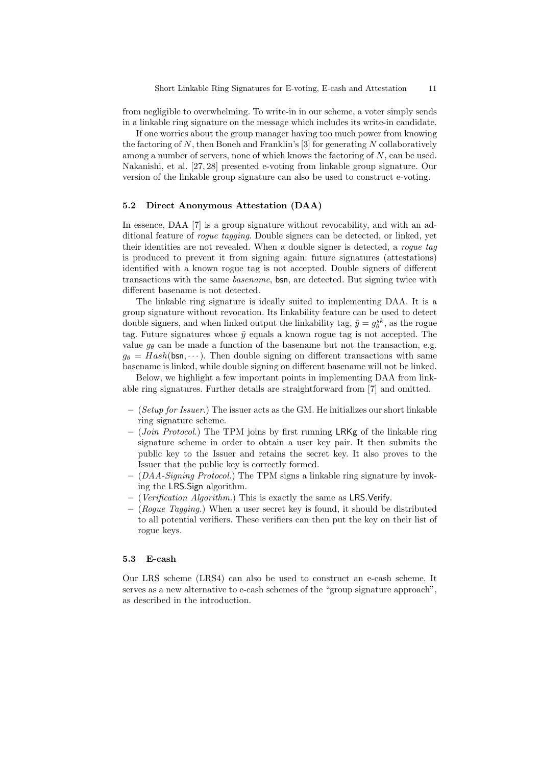from negligible to overwhelming. To write-in in our scheme, a voter simply sends in a linkable ring signature on the message which includes its write-in candidate.

If one worries about the group manager having too much power from knowing the factoring of $N$, then Boneh and Franklin's [3] for generating $N$ collaboratively among a number of servers, none of which knows the factoring of $N$, can be used. Nakanishi, et al. [27, 28] presented e-voting from linkable group signature. Our version of the linkable group signature can also be used to construct e-voting.

### 5.2 Direct Anonymous Attestation (DAA)

In essence, DAA [7] is a group signature without revocability, and with an additional feature of *rogue tagging*. Double signers can be detected, or linked, yet their identities are not revealed. When a double signer is detected, a *rogue tag* is produced to prevent it from signing again: future signatures (attestations) identified with a known rogue tag is not accepted. Double signers of different transactions with the same *basename*, $\mathsf{bsn}$, are detected. But signing twice with different basename is not detected.

The linkable ring signature is ideally suited to implementing DAA. It is a group signature without revocation. Its linkability feature can be used to detect double signers, and when linked output the linkability tag, $\tilde{y} = g_\theta^{sk}$, as the rogue tag. Future signatures whose $\tilde{y}$ equals a known rogue tag is not accepted. The value $g_\theta$ can be made a function of the basename but not the transaction, e.g. $g_\theta = Hash(\mathsf{bsn}, \cdots)$. Then double signing on different transactions with same basename is linked, while double signing on different basename will not be linked.

Below, we highlight a few important points in implementing DAA from linkable ring signatures. Further details are straightforward from [7] and omitted.

- (*Setup for Issuer.*) The issuer acts as the GM. He initializes our short linkable ring signature scheme.
- (*Join Protocol.*) The TPM joins by first running $\mathsf{LRKg}$ of the linkable ring signature scheme in order to obtain a user key pair. It then submits the public key to the Issuer and retains the secret key. It also proves to the Issuer that the public key is correctly formed.
- (*DAA-Signing Protocol.*) The TPM signs a linkable ring signature by invoking the $\mathsf{LRS.Sign}$ algorithm.
- (*Verification Algorithm.*) This is exactly the same as $\mathsf{LRS.Verify}$.
- (*Rogue Tagging.*) When a user secret key is found, it should be distributed to all potential verifiers. These verifiers can then put the key on their list of rogue keys.

### 5.3 E-cash

Our LRS scheme (LRS4) can also be used to construct an e-cash scheme. It serves as a new alternative to e-cash schemes of the "group signature approach", as described in the introduction.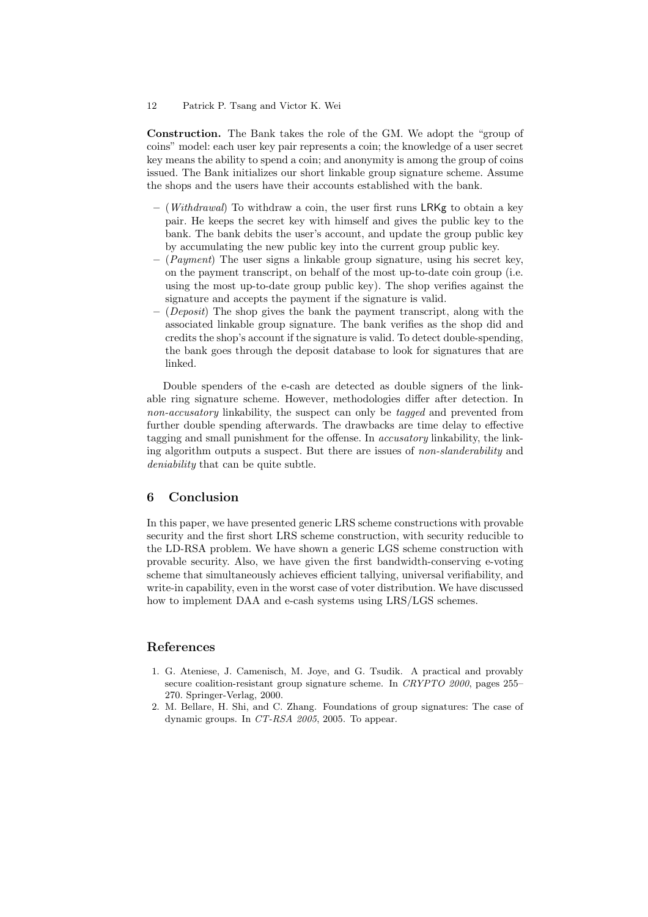**Construction.** The Bank takes the role of the GM. We adopt the "group of coins" model: each user key pair represents a coin; the knowledge of a user secret key means the ability to spend a coin; and anonymity is among the group of coins issued. The Bank initializes our short linkable group signature scheme. Assume the shops and the users have their accounts established with the bank.

- (*Withdrawal*) To withdraw a coin, the user first runs LRKg to obtain a key pair. He keeps the secret key with himself and gives the public key to the bank. The bank debits the user's account, and update the group public key by accumulating the new public key into the current group public key.
- (*Payment*) The user signs a linkable group signature, using his secret key, on the payment transcript, on behalf of the most up-to-date coin group (i.e. using the most up-to-date group public key). The shop verifies against the signature and accepts the payment if the signature is valid.
- (*Deposit*) The shop gives the bank the payment transcript, along with the associated linkable group signature. The bank verifies as the shop did and credits the shop's account if the signature is valid. To detect double-spending, the bank goes through the deposit database to look for signatures that are linked.

Double spenders of the e-cash are detected as double signers of the linkable ring signature scheme. However, methodologies differ after detection. In *non-accusatory* linkability, the suspect can only be *tagged* and prevented from further double spending afterwards. The drawbacks are time delay to effective tagging and small punishment for the offense. In *accusatory* linkability, the linking algorithm outputs a suspect. But there are issues of *non-slanderability* and *deniability* that can be quite subtle.

## 6 Conclusion

In this paper, we have presented generic LRS scheme constructions with provable security and the first short LRS scheme construction, with security reducible to the LD-RSA problem. We have shown a generic LGS scheme construction with provable security. Also, we have given the first bandwidth-conserving e-voting scheme that simultaneously achieves efficient tallying, universal verifiability, and write-in capability, even in the worst case of voter distribution. We have discussed how to implement DAA and e-cash systems using LRS/LGS schemes.

## References

1. G. Ateniese, J. Camenisch, M. Joye, and G. Tsudik. A practical and provably secure coalition-resistant group signature scheme. In *CRYPTO 2000*, pages 255–270. Springer-Verlag, 2000.
2. M. Bellare, H. Shi, and C. Zhang. Foundations of group signatures: The case of dynamic groups. In *CT-RSA 2005*, 2005. To appear.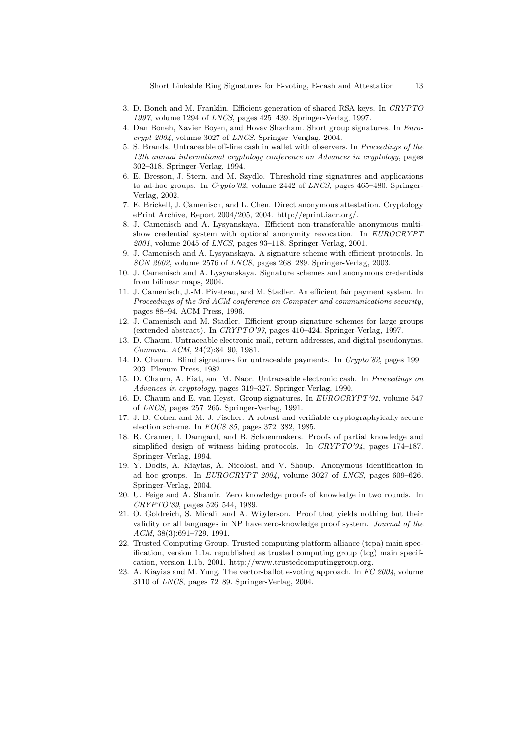3. D. Boneh and M. Franklin. Efficient generation of shared RSA keys. In *CRYPTO 1997*, volume 1294 of *LNCS*, pages 425–439. Springer-Verlag, 1997.
4. Dan Boneh, Xavier Boyen, and Hovav Shacham. Short group signatures. In *Eurocrypt 2004*, volume 3027 of *LNCS*. Springer–Verglag, 2004.
5. S. Brands. Untraceable off-line cash in wallet with observers. In *Proceedings of the 13th annual international cryptology conference on Advances in cryptology*, pages 302–318. Springer-Verlag, 1994.
6. E. Bresson, J. Stern, and M. Szydlo. Threshold ring signatures and applications to ad-hoc groups. In *Crypto'02*, volume 2442 of *LNCS*, pages 465–480. Springer-Verlag, 2002.
7. E. Brickell, J. Camenisch, and L. Chen. Direct anonymous attestation. Cryptology ePrint Archive, Report 2004/205, 2004. http://eprint.iacr.org/.
8. J. Camenisch and A. Lysyanskaya. Efficient non-transferable anonymous multi-show credential system with optional anonymity revocation. In *EUROCRYPT 2001*, volume 2045 of *LNCS*, pages 93–118. Springer-Verlag, 2001.
9. J. Camenisch and A. Lysyanskaya. A signature scheme with efficient protocols. In *SCN 2002*, volume 2576 of *LNCS*, pages 268–289. Springer-Verlag, 2003.
10. J. Camenisch and A. Lysyanskaya. Signature schemes and anonymous credentials from bilinear maps, 2004.
11. J. Camenisch, J.-M. Piveteau, and M. Stadler. An efficient fair payment system. In *Proceedings of the 3rd ACM conference on Computer and communications security*, pages 88–94. ACM Press, 1996.
12. J. Camenisch and M. Stadler. Efficient group signature schemes for large groups (extended abstract). In *CRYPTO'97*, pages 410–424. Springer-Verlag, 1997.
13. D. Chaum. Untraceable electronic mail, return addresses, and digital pseudonyms. *Commun. ACM*, 24(2):84–90, 1981.
14. D. Chaum. Blind signatures for untraceable payments. In *Crypto'82*, pages 199–203. Plenum Press, 1982.
15. D. Chaum, A. Fiat, and M. Naor. Untraceable electronic cash. In *Proceedings on Advances in cryptology*, pages 319–327. Springer-Verlag, 1990.
16. D. Chaum and E. van Heyst. Group signatures. In *EUROCRYPT'91*, volume 547 of *LNCS*, pages 257–265. Springer-Verlag, 1991.
17. J. D. Cohen and M. J. Fischer. A robust and verifiable cryptographyically secure election scheme. In *FOCS 85*, pages 372–382, 1985.
18. R. Cramer, I. Damgard, and B. Schoenmakers. Proofs of partial knowledge and simplified design of witness hiding protocols. In *CRYPTO'94*, pages 174–187. Springer-Verlag, 1994.
19. Y. Dodis, A. Kiayias, A. Nicolosi, and V. Shoup. Anonymous identification in ad hoc groups. In *EUROCRYPT 2004*, volume 3027 of *LNCS*, pages 609–626. Springer-Verlag, 2004.
20. U. Feige and A. Shamir. Zero knowledge proofs of knowledge in two rounds. In *CRYPTO'89*, pages 526–544, 1989.
21. O. Goldreich, S. Micali, and A. Wigderson. Proof that yields nothing but their validity or all languages in NP have zero-knowledge proof system. *Journal of the ACM*, 38(3):691–729, 1991.
22. Trusted Computing Group. Trusted computing platform alliance (tcpa) main specification, version 1.1a. republished as trusted computing group (tcg) main specifcation, version 1.1b, 2001. http://www.trustedcomputinggroup.org.
23. A. Kiayias and M. Yung. The vector-ballot e-voting approach. In *FC 2004*, volume 3110 of *LNCS*, pages 72–89. Springer-Verlag, 2004.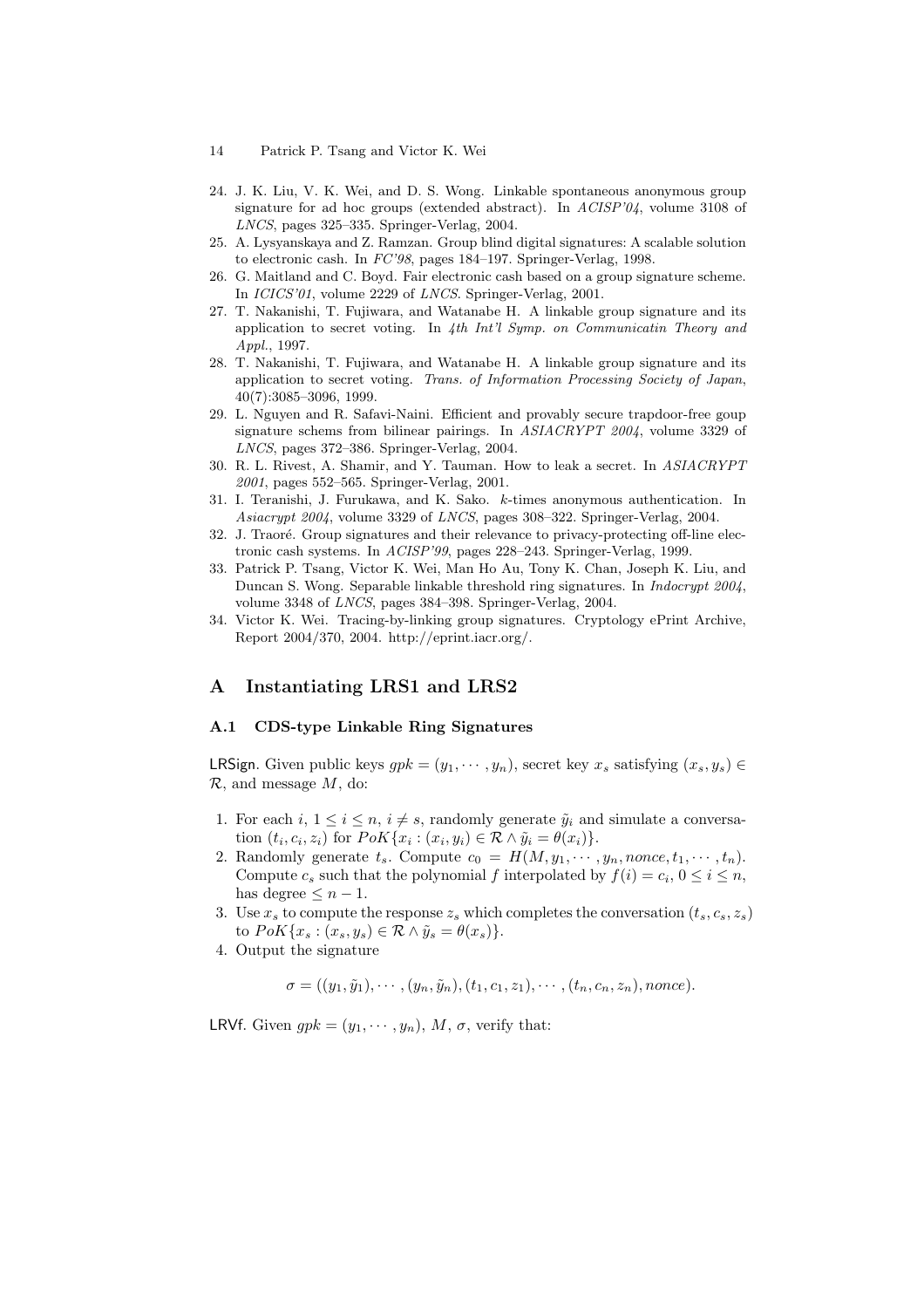24. J. K. Liu, V. K. Wei, and D. S. Wong. Linkable spontaneous anonymous group signature for ad hoc groups (extended abstract). In *ACISP'04*, volume 3108 of *LNCS*, pages 325–335. Springer-Verlag, 2004.
25. A. Lysyanskaya and Z. Ramzan. Group blind digital signatures: A scalable solution to electronic cash. In *FC'98*, pages 184–197. Springer-Verlag, 1998.
26. G. Maitland and C. Boyd. Fair electronic cash based on a group signature scheme. In *ICICS'01*, volume 2229 of *LNCS*. Springer-Verlag, 2001.
27. T. Nakanishi, T. Fujiwara, and Watanabe H. A linkable group signature and its application to secret voting. In *4th Int'l Symp. on Communicatin Theory and Appl.*, 1997.
28. T. Nakanishi, T. Fujiwara, and Watanabe H. A linkable group signature and its application to secret voting. *Trans. of Information Processing Society of Japan*, 40(7):3085–3096, 1999.
29. L. Nguyen and R. Safavi-Naini. Efficient and provably secure trapdoor-free goup signature schems from bilinear pairings. In *ASIACRYPT 2004*, volume 3329 of *LNCS*, pages 372–386. Springer-Verlag, 2004.
30. R. L. Rivest, A. Shamir, and Y. Tauman. How to leak a secret. In *ASIACRYPT 2001*, pages 552–565. Springer-Verlag, 2001.
31. I. Teranishi, J. Furukawa, and K. Sako. $k$-times anonymous authentication. In *Asiacrypt 2004*, volume 3329 of *LNCS*, pages 308–322. Springer-Verlag, 2004.
32. J. Traoré. Group signatures and their relevance to privacy-protecting off-line electronic cash systems. In *ACISP'99*, pages 228–243. Springer-Verlag, 1999.
33. Patrick P. Tsang, Victor K. Wei, Man Ho Au, Tony K. Chan, Joseph K. Liu, and Duncan S. Wong. Separable linkable threshold ring signatures. In *Indocrypt 2004*, volume 3348 of *LNCS*, pages 384–398. Springer-Verlag, 2004.
34. Victor K. Wei. Tracing-by-linking group signatures. Cryptology ePrint Archive, Report 2004/370, 2004. http://eprint.iacr.org/.

# A Instantiating LRS1 and LRS2

## A.1 CDS-type Linkable Ring Signatures

LRSign. Given public keys $gpk = (y_1, \cdots, y_n)$, secret key $x_s$ satisfying $(x_s, y_s) \in \mathcal{R}$, and message $M$, do:

1. For each $i$, $1 \le i \le n$, $i \ne s$, randomly generate $\tilde{y}_i$ and simulate a conversation $(t_i, c_i, z_i)$ for $PoK\{x_i : (x_i, y_i) \in \mathcal{R} \wedge \tilde{y}_i = \theta(x_i)\}$.
2. Randomly generate $t_s$. Compute $c_0 = H(M, y_1, \cdots, y_n, nonce, t_1, \cdots, t_n)$. Compute $c_s$ such that the polynomial $f$ interpolated by $f(i) = c_i$, $0 \le i \le n$, has degree $\le n - 1$.
3. Use $x_s$ to compute the response $z_s$ which completes the conversation $(t_s, c_s, z_s)$ to $PoK\{x_s : (x_s, y_s) \in \mathcal{R} \wedge \tilde{y}_s = \theta(x_s)\}$.
4. Output the signature

$$\sigma = ((y_1, \tilde{y}_1), \cdots, (y_n, \tilde{y}_n), (t_1, c_1, z_1), \cdots, (t_n, c_n, z_n), nonce).$$

LRVf. Given $gpk = (y_1, \cdots, y_n)$, $M$, $\sigma$, verify that: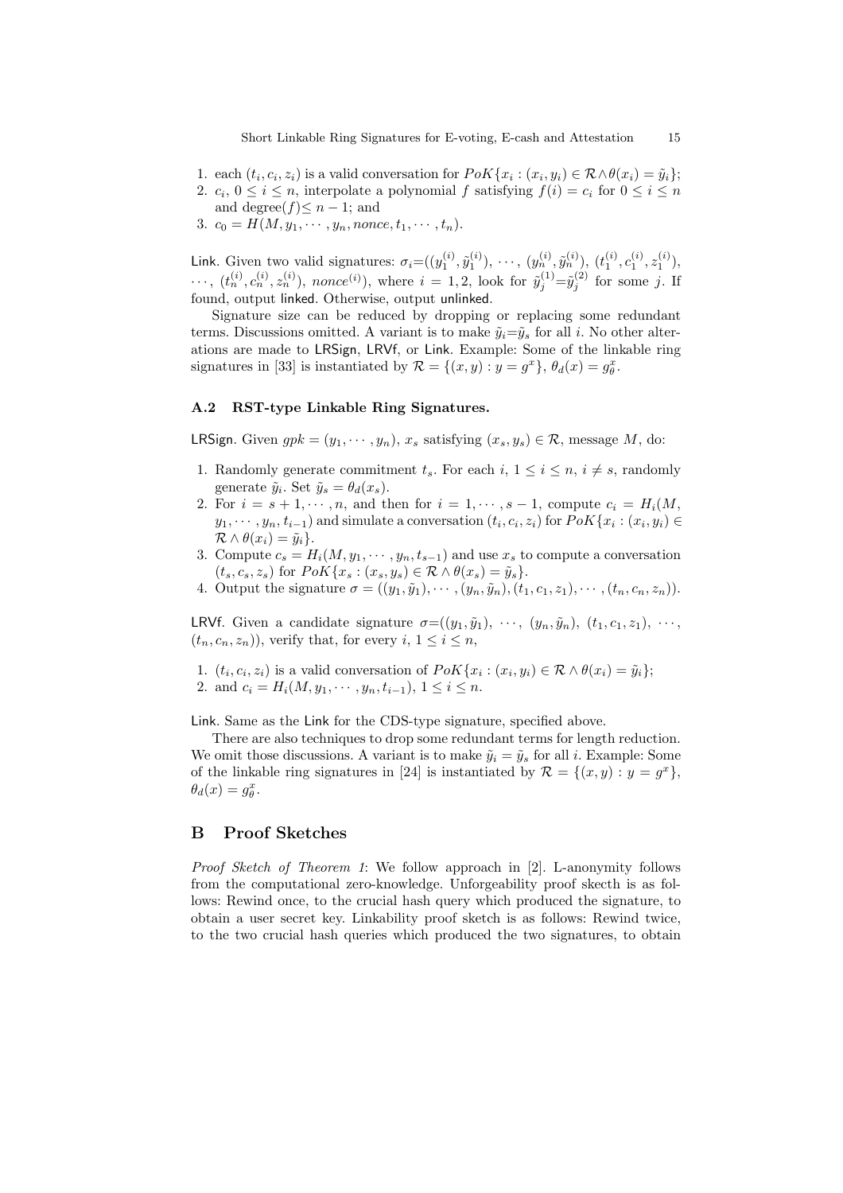1. each $(t_i, c_i, z_i)$ is a valid conversation for $PoK\{x_i : (x_i, y_i) \in \mathcal{R} \wedge \theta(x_i) = \tilde{y}_i\}$;
2. $c_i$, $0 \le i \le n$, interpolate a polynomial $f$ satisfying $f(i) = c_i$ for $0 \le i \le n$ and degree$(f) \le n-1$; and
3. $c_0 = H(M, y_1, \cdots, y_n, nonce, t_1, \cdots, t_n)$.

Link. Given two valid signatures: $\sigma_i = ((y_1^{(i)}, \tilde{y}_1^{(i)}), \cdots, (y_n^{(i)}, \tilde{y}_n^{(i)}), (t_1^{(i)}, c_1^{(i)}, z_1^{(i)}), \cdots, (t_n^{(i)}, c_n^{(i)}, z_n^{(i)}), nonce^{(i)})$, where $i = 1, 2$, look for $\tilde{y}_j^{(1)} = \tilde{y}_j^{(2)}$ for some $j$. If found, output linked. Otherwise, output unlinked.

Signature size can be reduced by dropping or replacing some redundant terms. Discussions omitted. A variant is to make $\tilde{y}_i = \tilde{y}_s$ for all $i$. No other alterations are made to LRSign, LRVf, or Link. Example: Some of the linkable ring signatures in [33] is instantiated by $\mathcal{R} = \{(x, y) : y = g^x\}$, $\theta_d(x) = g_\theta^x$.

### A.2 RST-type Linkable Ring Signatures.

LRSign. Given $gpk = (y_1, \cdots, y_n)$, $x_s$ satisfying $(x_s, y_s) \in \mathcal{R}$, message $M$, do:

1. Randomly generate commitment $t_s$. For each $i$, $1 \le i \le n$, $i \ne s$, randomly generate $\tilde{y}_i$. Set $\tilde{y}_s = \theta_d(x_s)$.
2. For $i = s+1, \cdots, n$, and then for $i = 1, \cdots, s-1$, compute $c_i = H_i(M, y_1, \cdots, y_n, t_{i-1})$ and simulate a conversation $(t_i, c_i, z_i)$ for $PoK\{x_i : (x_i, y_i) \in \mathcal{R} \wedge \theta(x_i) = \tilde{y}_i\}$.
3. Compute $c_s = H_i(M, y_1, \cdots, y_n, t_{s-1})$ and use $x_s$ to compute a conversation $(t_s, c_s, z_s)$ for $PoK\{x_s : (x_s, y_s) \in \mathcal{R} \wedge \theta(x_s) = \tilde{y}_s\}$.
4. Output the signature $\sigma = ((y_1, \tilde{y}_1), \cdots, (y_n, \tilde{y}_n), (t_1, c_1, z_1), \cdots, (t_n, c_n, z_n))$.

LRVf. Given a candidate signature $\sigma = ((y_1, \tilde{y}_1), \cdots, (y_n, \tilde{y}_n), (t_1, c_1, z_1), \cdots, (t_n, c_n, z_n))$, verify that, for every $i$, $1 \le i \le n$,

1. $(t_i, c_i, z_i)$ is a valid conversation of $PoK\{x_i : (x_i, y_i) \in \mathcal{R} \wedge \theta(x_i) = \tilde{y}_i\}$;
2. and $c_i = H_i(M, y_1, \cdots, y_n, t_{i-1})$, $1 \le i \le n$.

Link. Same as the Link for the CDS-type signature, specified above.

There are also techniques to drop some redundant terms for length reduction. We omit those discussions. A variant is to make $\tilde{y}_i = \tilde{y}_s$ for all $i$. Example: Some of the linkable ring signatures in [24] is instantiated by $\mathcal{R} = \{(x, y) : y = g^x\}$, $\theta_d(x) = g_\theta^x$.

## B Proof Sketches

*Proof Sketch of Theorem 1*: We follow approach in [2]. L-anonymity follows from the computational zero-knowledge. Unforgeability proof skecth is as follows: Rewind once, to the crucial hash query which produced the signature, to obtain a user secret key. Linkability proof sketch is as follows: Rewind twice, to the two crucial hash queries which produced the two signatures, to obtain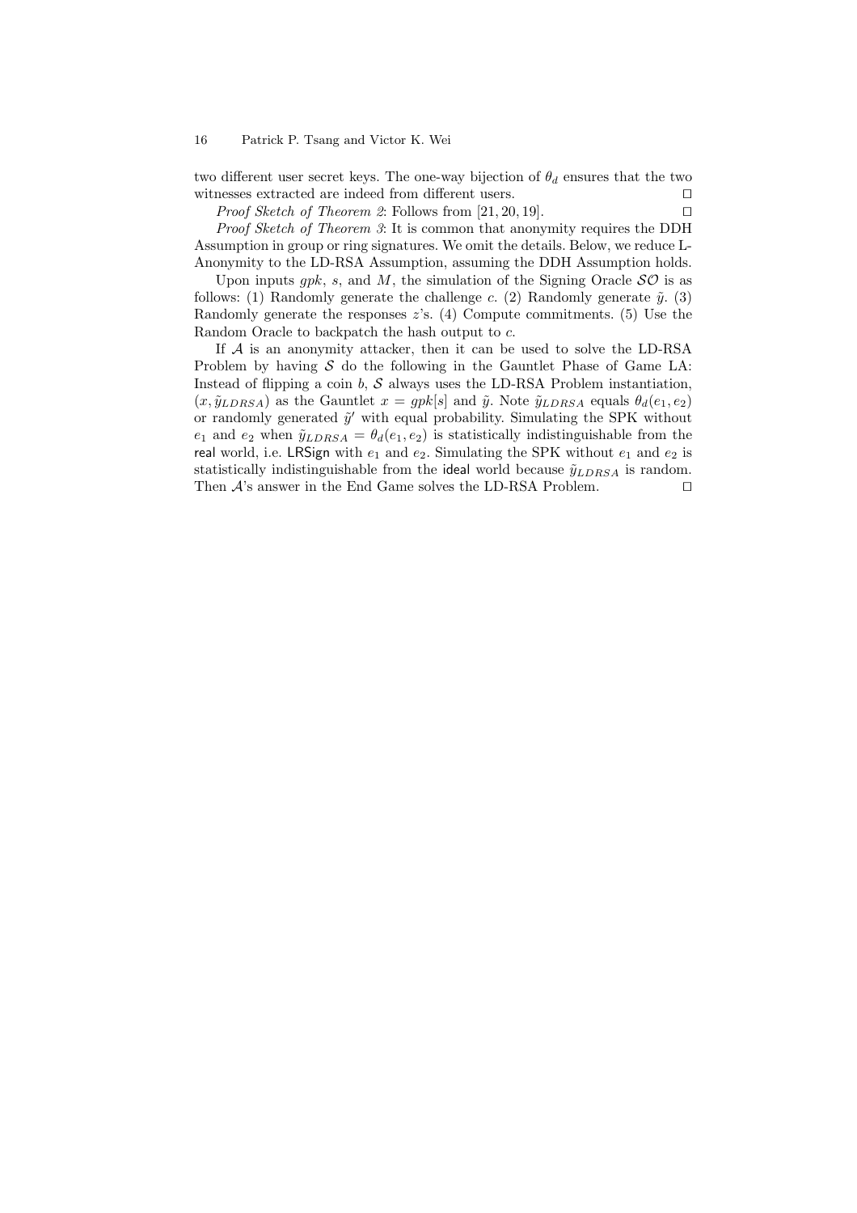two different user secret keys. The one-way bijection of $\theta_d$ ensures that the two witnesses extracted are indeed from different users. □

*Proof Sketch of Theorem 2*: Follows from [21, 20, 19]. □

*Proof Sketch of Theorem 3*: It is common that anonymity requires the DDH Assumption in group or ring signatures. We omit the details. Below, we reduce L-Anonymity to the LD-RSA Assumption, assuming the DDH Assumption holds.

Upon inputs $gpk$, $s$, and $M$, the simulation of the Signing Oracle $\mathcal{SO}$ is as follows: (1) Randomly generate the challenge $c$. (2) Randomly generate $\tilde{y}$. (3) Randomly generate the responses $z$'s. (4) Compute commitments. (5) Use the Random Oracle to backpatch the hash output to $c$.

If $\mathcal{A}$ is an anonymity attacker, then it can be used to solve the LD-RSA Problem by having $\mathcal{S}$ do the following in the Gauntlet Phase of Game LA: Instead of flipping a coin $b$, $\mathcal{S}$ always uses the LD-RSA Problem instantiation, $(x, \tilde{y}_{LDRSA})$ as the Gauntlet $x = gpk[s]$ and $\tilde{y}$. Note $\tilde{y}_{LDRSA}$ equals $\theta_d(e_1, e_2)$ or randomly generated $\tilde{y}'$ with equal probability. Simulating the SPK without $e_1$ and $e_2$ when $\tilde{y}_{LDRSA} = \theta_d(e_1, e_2)$ is statistically indistinguishable from the real world, i.e. LRSign with $e_1$ and $e_2$. Simulating the SPK without $e_1$ and $e_2$ is statistically indistinguishable from the ideal world because $\tilde{y}_{LDRSA}$ is random. Then $\mathcal{A}$'s answer in the End Game solves the LD-RSA Problem. □